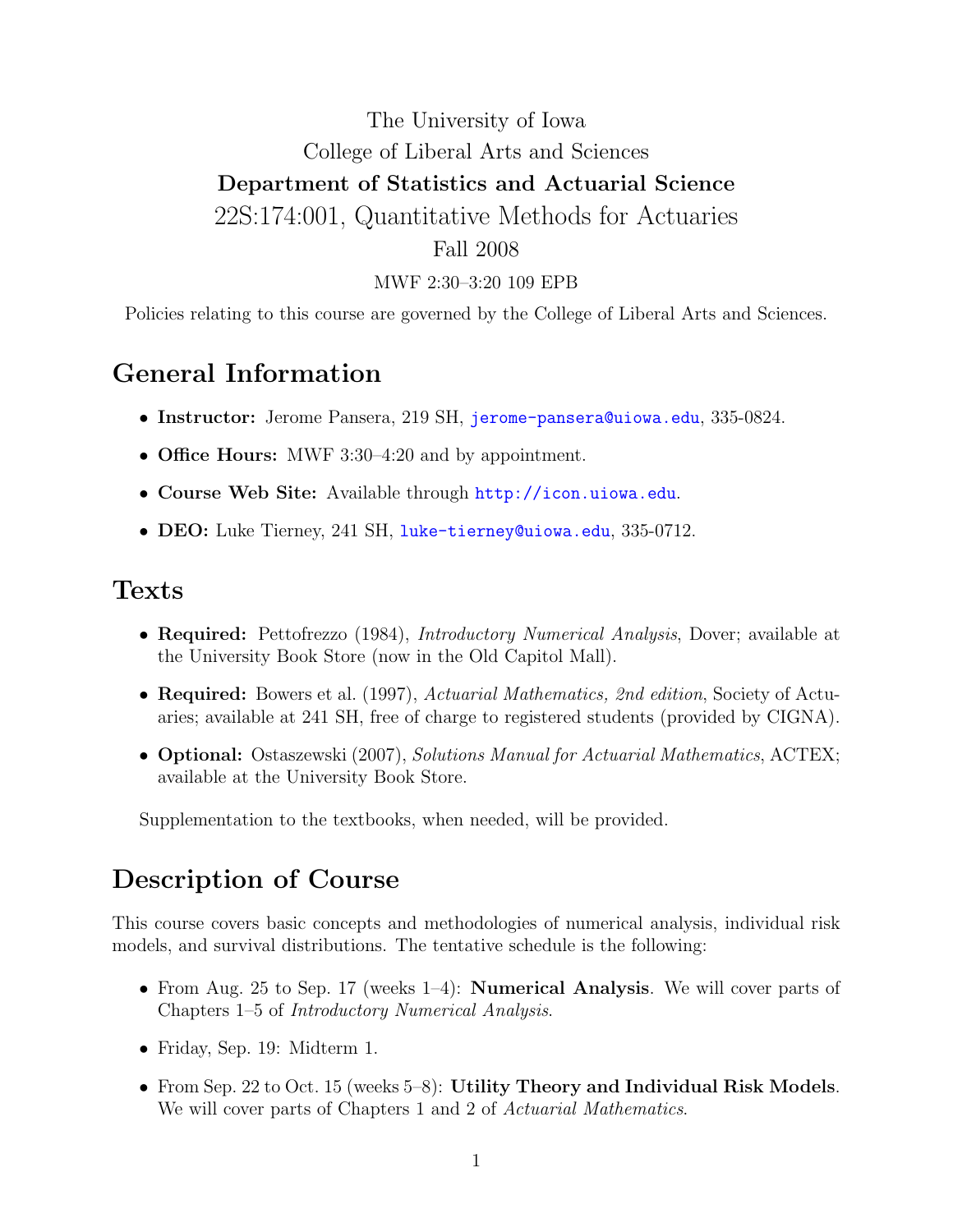The University of Iowa

College of Liberal Arts and Sciences

**Department of Statistics and Actuarial Science**

# 22S:174:001, Quantitative Methods for Actuaries

Fall 2008

MWF 2:30–3:20 109 EPB

Policies relating to this course are governed by the College of Liberal Arts and Sciences.

## General Information

- **Instructor:** Jerome Pansera, 219 SH, jerome-pansera@uiowa.edu, 335-0824.
- **Office Hours:** MWF 3:30–4:20 and by appointment.
- **Course Web Site:** Available through http://icon.uiowa.edu.
- **DEO:** Luke Tierney, 241 SH, luke-tierney@uiowa.edu, 335-0712.

## Texts

- **Required:** Pettofrezzo (1984), *Introductory Numerical Analysis*, Dover; available at the University Book Store (now in the Old Capitol Mall).
- **Required:** Bowers et al. (1997), *Actuarial Mathematics, 2nd edition*, Society of Actuaries; available at 241 SH, free of charge to registered students (provided by CIGNA).
- **Optional:** Ostaszewski (2007), *Solutions Manual for Actuarial Mathematics*, ACTEX; available at the University Book Store.

Supplementation to the textbooks, when needed, will be provided.

## Description of Course

This course covers basic concepts and methodologies of numerical analysis, individual risk models, and survival distributions. The tentative schedule is the following:

- From Aug. 25 to Sep. 17 (weeks 1–4): **Numerical Analysis**. We will cover parts of Chapters 1–5 of *Introductory Numerical Analysis*.
- Friday, Sep. 19: Midterm 1.
- From Sep. 22 to Oct. 15 (weeks 5–8): **Utility Theory and Individual Risk Models**. We will cover parts of Chapters 1 and 2 of *Actuarial Mathematics*.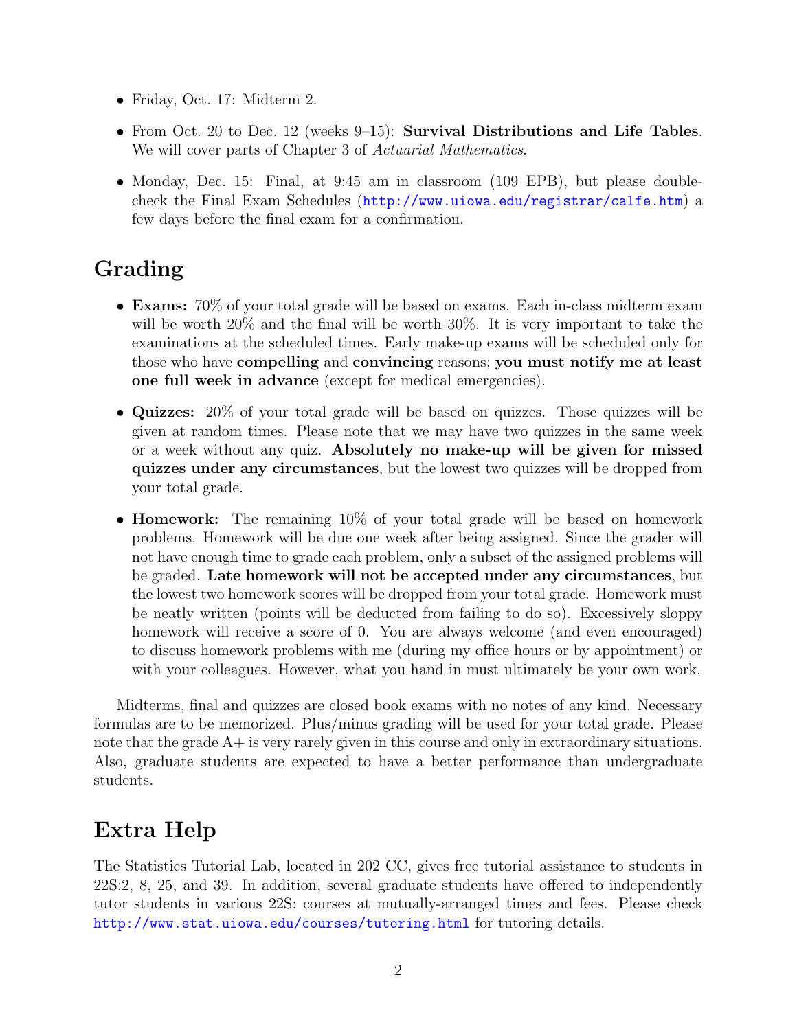- Friday, Oct. 17: Midterm 2.
- From Oct. 20 to Dec. 12 (weeks 9–15): **Survival Distributions and Life Tables**. We will cover parts of Chapter 3 of *Actuarial Mathematics*.
- Monday, Dec. 15: Final, at 9:45 am in classroom (109 EPB), but please double-check the Final Exam Schedules (http://www.uiowa.edu/registrar/calfe.htm) a few days before the final exam for a confirmation.

## Grading

- **Exams:** 70% of your total grade will be based on exams. Each in-class midterm exam will be worth 20% and the final will be worth 30%. It is very important to take the examinations at the scheduled times. Early make-up exams will be scheduled only for those who have **compelling** and **convincing** reasons; **you must notify me at least one full week in advance** (except for medical emergencies).
- **Quizzes:** 20% of your total grade will be based on quizzes. Those quizzes will be given at random times. Please note that we may have two quizzes in the same week or a week without any quiz. **Absolutely no make-up will be given for missed quizzes under any circumstances**, but the lowest two quizzes will be dropped from your total grade.
- **Homework:** The remaining 10% of your total grade will be based on homework problems. Homework will be due one week after being assigned. Since the grader will not have enough time to grade each problem, only a subset of the assigned problems will be graded. **Late homework will not be accepted under any circumstances**, but the lowest two homework scores will be dropped from your total grade. Homework must be neatly written (points will be deducted from failing to do so). Excessively sloppy homework will receive a score of 0. You are always welcome (and even encouraged) to discuss homework problems with me (during my office hours or by appointment) or with your colleagues. However, what you hand in must ultimately be your own work.

Midterms, final and quizzes are closed book exams with no notes of any kind. Necessary formulas are to be memorized. Plus/minus grading will be used for your total grade. Please note that the grade A+ is very rarely given in this course and only in extraordinary situations. Also, graduate students are expected to have a better performance than undergraduate students.

## Extra Help

The Statistics Tutorial Lab, located in 202 CC, gives free tutorial assistance to students in 22S:2, 8, 25, and 39. In addition, several graduate students have offered to independently tutor students in various 22S: courses at mutually-arranged times and fees. Please check http://www.stat.uiowa.edu/courses/tutoring.html for tutoring details.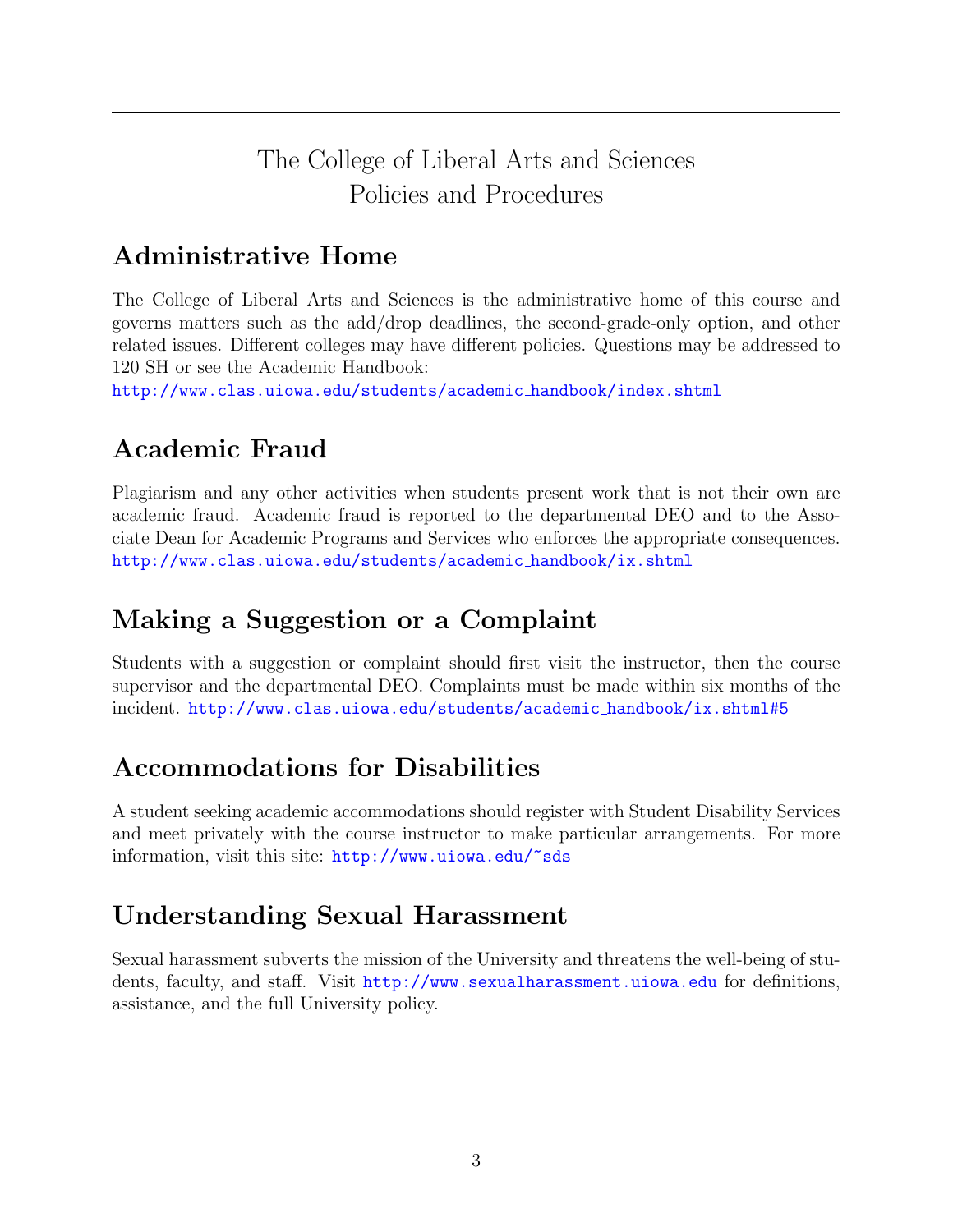# The College of Liberal Arts and Sciences Policies and Procedures

## Administrative Home

The College of Liberal Arts and Sciences is the administrative home of this course and governs matters such as the add/drop deadlines, the second-grade-only option, and other related issues. Different colleges may have different policies. Questions may be addressed to 120 SH or see the Academic Handbook:
http://www.clas.uiowa.edu/students/academic_handbook/index.shtml

## Academic Fraud

Plagiarism and any other activities when students present work that is not their own are academic fraud. Academic fraud is reported to the departmental DEO and to the Associate Dean for Academic Programs and Services who enforces the appropriate consequences.
http://www.clas.uiowa.edu/students/academic_handbook/ix.shtml

## Making a Suggestion or a Complaint

Students with a suggestion or complaint should first visit the instructor, then the course supervisor and the departmental DEO. Complaints must be made within six months of the incident. http://www.clas.uiowa.edu/students/academic_handbook/ix.shtml#5

## Accommodations for Disabilities

A student seeking academic accommodations should register with Student Disability Services and meet privately with the course instructor to make particular arrangements. For more information, visit this site: http://www.uiowa.edu/~sds

## Understanding Sexual Harassment

Sexual harassment subverts the mission of the University and threatens the well-being of students, faculty, and staff. Visit http://www.sexualharassment.uiowa.edu for definitions, assistance, and the full University policy.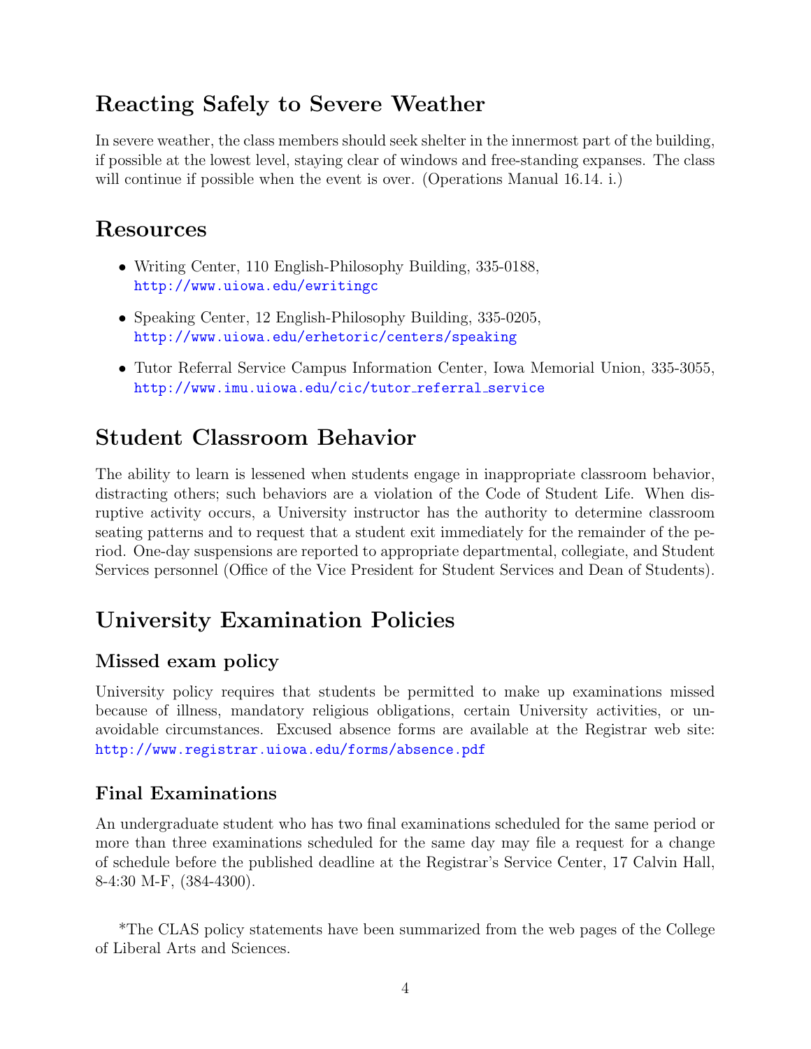## Reacting Safely to Severe Weather

In severe weather, the class members should seek shelter in the innermost part of the building, if possible at the lowest level, staying clear of windows and free-standing expanses. The class will continue if possible when the event is over. (Operations Manual 16.14. i.)

## Resources

- Writing Center, 110 English-Philosophy Building, 335-0188, http://www.uiowa.edu/ewritingc
- Speaking Center, 12 English-Philosophy Building, 335-0205, http://www.uiowa.edu/erhetoric/centers/speaking
- Tutor Referral Service Campus Information Center, Iowa Memorial Union, 335-3055, http://www.imu.uiowa.edu/cic/tutor_referral_service

## Student Classroom Behavior

The ability to learn is lessened when students engage in inappropriate classroom behavior, distracting others; such behaviors are a violation of the Code of Student Life. When disruptive activity occurs, a University instructor has the authority to determine classroom seating patterns and to request that a student exit immediately for the remainder of the period. One-day suspensions are reported to appropriate departmental, collegiate, and Student Services personnel (Office of the Vice President for Student Services and Dean of Students).

## University Examination Policies

### Missed exam policy

University policy requires that students be permitted to make up examinations missed because of illness, mandatory religious obligations, certain University activities, or unavoidable circumstances. Excused absence forms are available at the Registrar web site: http://www.registrar.uiowa.edu/forms/absence.pdf

### Final Examinations

An undergraduate student who has two final examinations scheduled for the same period or more than three examinations scheduled for the same day may file a request for a change of schedule before the published deadline at the Registrar's Service Center, 17 Calvin Hall, 8-4:30 M-F, (384-4300).

*The CLAS policy statements have been summarized from the web pages of the College of Liberal Arts and Sciences.